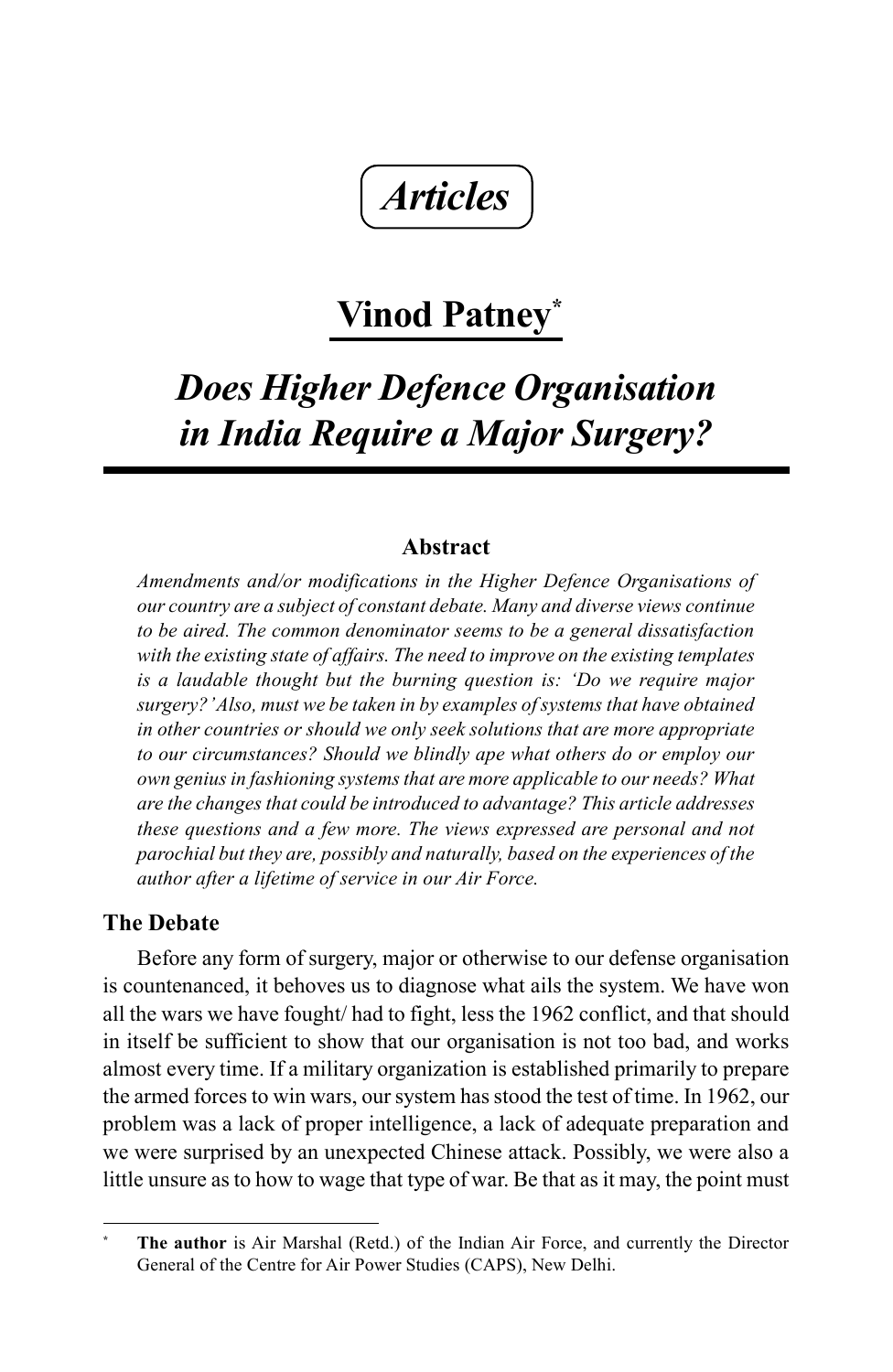# Articles

## Vinod Patney*

# *Does Higher Defence Organisation in India Require a Major Surgery?*

### Abstract

*Amendments and/or modifications in the Higher Defence Organisations of our country are a subject of constant debate. Many and diverse views continue to be aired. The common denominator seems to be a general dissatisfaction with the existing state of affairs. The need to improve on the existing templates is a laudable thought but the burning question is: 'Do we require major surgery?' Also, must we be taken in by examples of systems that have obtained in other countries or should we only seek solutions that are more appropriate to our circumstances? Should we blindly ape what others do or employ our own genius in fashioning systems that are more applicable to our needs? What are the changes that could be introduced to advantage? This article addresses these questions and a few more. The views expressed are personal and not parochial but they are, possibly and naturally, based on the experiences of the author after a lifetime of service in our Air Force.*

### The Debate

Before any form of surgery, major or otherwise to our defense organisation is countenanced, it behoves us to diagnose what ails the system. We have won all the wars we have fought/ had to fight, less the 1962 conflict, and that should in itself be sufficient to show that our organisation is not too bad, and works almost every time. If a military organization is established primarily to prepare the armed forces to win wars, our system has stood the test of time. In 1962, our problem was a lack of proper intelligence, a lack of adequate preparation and we were surprised by an unexpected Chinese attack. Possibly, we were also a little unsure as to how to wage that type of war. Be that as it may, the point must

---

\* **The author** is Air Marshal (Retd.) of the Indian Air Force, and currently the Director General of the Centre for Air Power Studies (CAPS), New Delhi.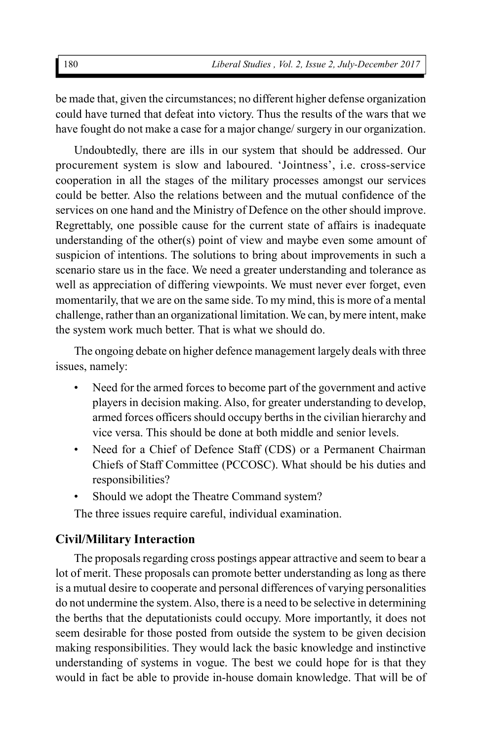be made that, given the circumstances; no different higher defense organization could have turned that defeat into victory. Thus the results of the wars that we have fought do not make a case for a major change/ surgery in our organization.

Undoubtedly, there are ills in our system that should be addressed. Our procurement system is slow and laboured. 'Jointness', i.e. cross-service cooperation in all the stages of the military processes amongst our services could be better. Also the relations between and the mutual confidence of the services on one hand and the Ministry of Defence on the other should improve. Regrettably, one possible cause for the current state of affairs is inadequate understanding of the other(s) point of view and maybe even some amount of suspicion of intentions. The solutions to bring about improvements in such a scenario stare us in the face. We need a greater understanding and tolerance as well as appreciation of differing viewpoints. We must never ever forget, even momentarily, that we are on the same side. To my mind, this is more of a mental challenge, rather than an organizational limitation. We can, by mere intent, make the system work much better. That is what we should do.

The ongoing debate on higher defence management largely deals with three issues, namely:

- Need for the armed forces to become part of the government and active players in decision making. Also, for greater understanding to develop, armed forces officers should occupy berths in the civilian hierarchy and vice versa. This should be done at both middle and senior levels.
- Need for a Chief of Defence Staff (CDS) or a Permanent Chairman Chiefs of Staff Committee (PCCOSC). What should be his duties and responsibilities?
- Should we adopt the Theatre Command system?

The three issues require careful, individual examination.

## Civil/Military Interaction

The proposals regarding cross postings appear attractive and seem to bear a lot of merit. These proposals can promote better understanding as long as there is a mutual desire to cooperate and personal differences of varying personalities do not undermine the system. Also, there is a need to be selective in determining the berths that the deputationists could occupy. More importantly, it does not seem desirable for those posted from outside the system to be given decision making responsibilities. They would lack the basic knowledge and instinctive understanding of systems in vogue. The best we could hope for is that they would in fact be able to provide in-house domain knowledge. That will be of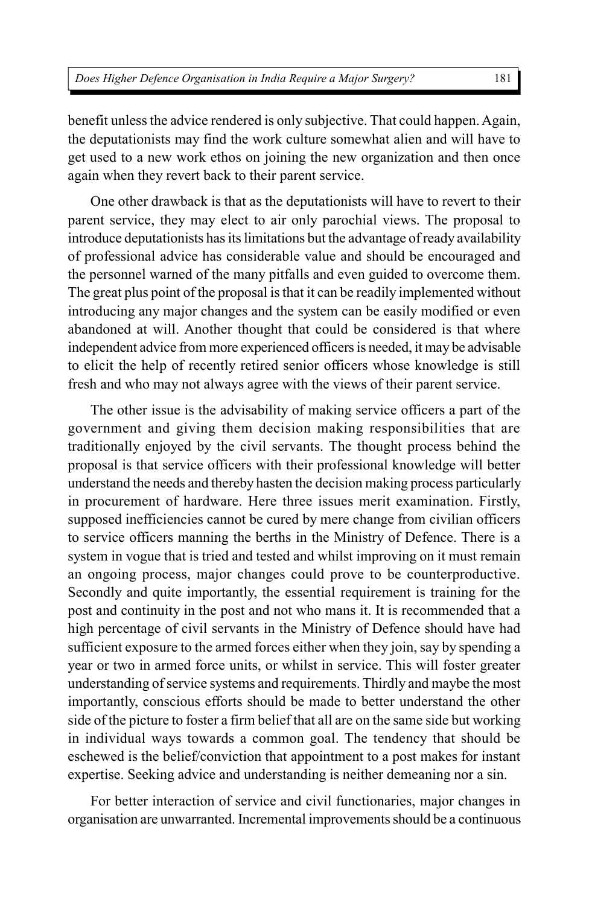benefit unless the advice rendered is only subjective. That could happen. Again, the deputationists may find the work culture somewhat alien and will have to get used to a new work ethos on joining the new organization and then once again when they revert back to their parent service.

One other drawback is that as the deputationists will have to revert to their parent service, they may elect to air only parochial views. The proposal to introduce deputationists has its limitations but the advantage of ready availability of professional advice has considerable value and should be encouraged and the personnel warned of the many pitfalls and even guided to overcome them. The great plus point of the proposal is that it can be readily implemented without introducing any major changes and the system can be easily modified or even abandoned at will. Another thought that could be considered is that where independent advice from more experienced officers is needed, it may be advisable to elicit the help of recently retired senior officers whose knowledge is still fresh and who may not always agree with the views of their parent service.

The other issue is the advisability of making service officers a part of the government and giving them decision making responsibilities that are traditionally enjoyed by the civil servants. The thought process behind the proposal is that service officers with their professional knowledge will better understand the needs and thereby hasten the decision making process particularly in procurement of hardware. Here three issues merit examination. Firstly, supposed inefficiencies cannot be cured by mere change from civilian officers to service officers manning the berths in the Ministry of Defence. There is a system in vogue that is tried and tested and whilst improving on it must remain an ongoing process, major changes could prove to be counterproductive. Secondly and quite importantly, the essential requirement is training for the post and continuity in the post and not who mans it. It is recommended that a high percentage of civil servants in the Ministry of Defence should have had sufficient exposure to the armed forces either when they join, say by spending a year or two in armed force units, or whilst in service. This will foster greater understanding of service systems and requirements. Thirdly and maybe the most importantly, conscious efforts should be made to better understand the other side of the picture to foster a firm belief that all are on the same side but working in individual ways towards a common goal. The tendency that should be eschewed is the belief/conviction that appointment to a post makes for instant expertise. Seeking advice and understanding is neither demeaning nor a sin.

For better interaction of service and civil functionaries, major changes in organisation are unwarranted. Incremental improvements should be a continuous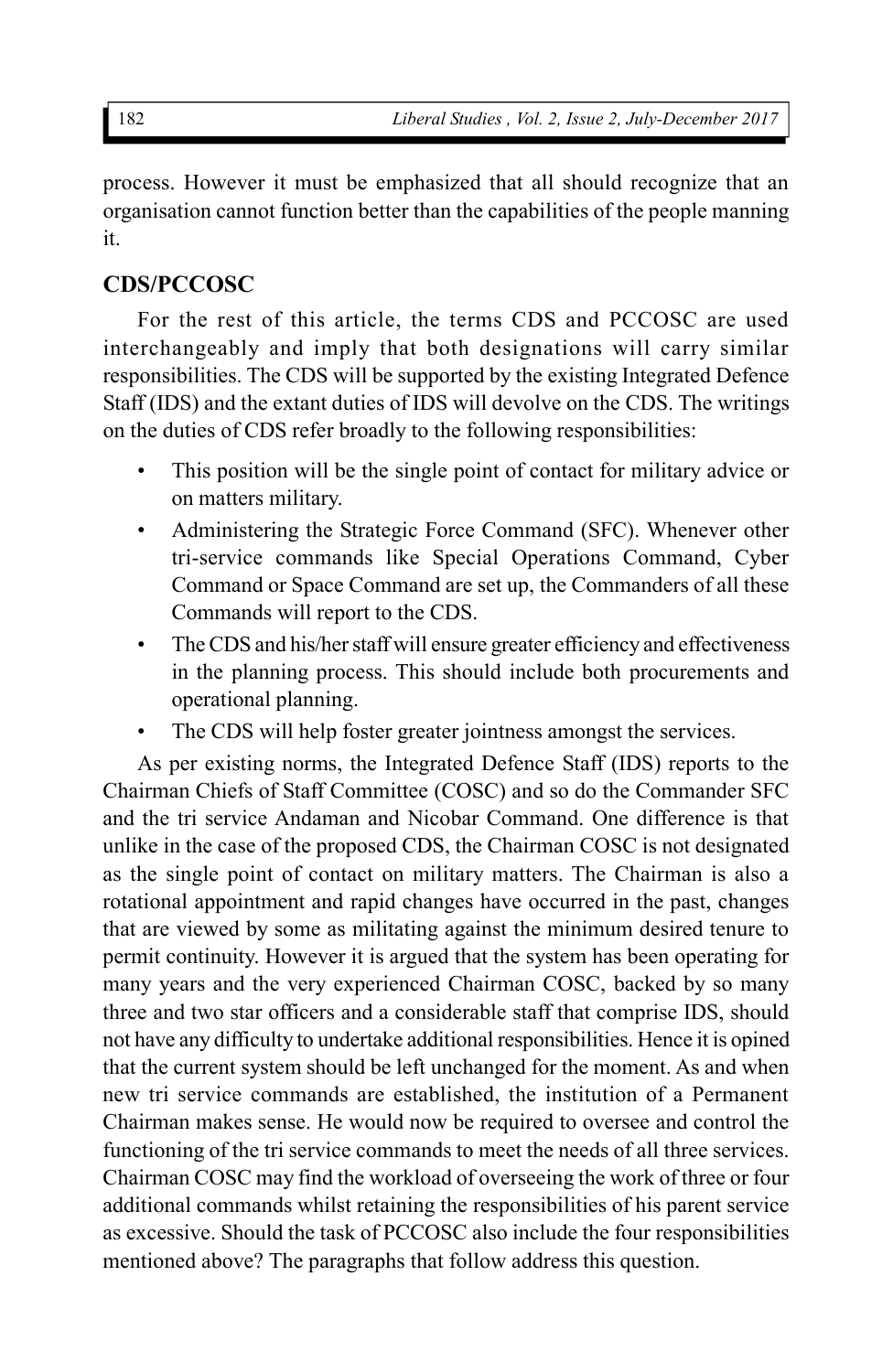process. However it must be emphasized that all should recognize that an organisation cannot function better than the capabilities of the people manning it.

## CDS/PCCOSC

For the rest of this article, the terms CDS and PCCOSC are used interchangeably and imply that both designations will carry similar responsibilities. The CDS will be supported by the existing Integrated Defence Staff (IDS) and the extant duties of IDS will devolve on the CDS. The writings on the duties of CDS refer broadly to the following responsibilities:

- This position will be the single point of contact for military advice or on matters military.
- Administering the Strategic Force Command (SFC). Whenever other tri-service commands like Special Operations Command, Cyber Command or Space Command are set up, the Commanders of all these Commands will report to the CDS.
- The CDS and his/her staff will ensure greater efficiency and effectiveness in the planning process. This should include both procurements and operational planning.
- The CDS will help foster greater jointness amongst the services.

As per existing norms, the Integrated Defence Staff (IDS) reports to the Chairman Chiefs of Staff Committee (COSC) and so do the Commander SFC and the tri service Andaman and Nicobar Command. One difference is that unlike in the case of the proposed CDS, the Chairman COSC is not designated as the single point of contact on military matters. The Chairman is also a rotational appointment and rapid changes have occurred in the past, changes that are viewed by some as militating against the minimum desired tenure to permit continuity. However it is argued that the system has been operating for many years and the very experienced Chairman COSC, backed by so many three and two star officers and a considerable staff that comprise IDS, should not have any difficulty to undertake additional responsibilities. Hence it is opined that the current system should be left unchanged for the moment. As and when new tri service commands are established, the institution of a Permanent Chairman makes sense. He would now be required to oversee and control the functioning of the tri service commands to meet the needs of all three services. Chairman COSC may find the workload of overseeing the work of three or four additional commands whilst retaining the responsibilities of his parent service as excessive. Should the task of PCCOSC also include the four responsibilities mentioned above? The paragraphs that follow address this question.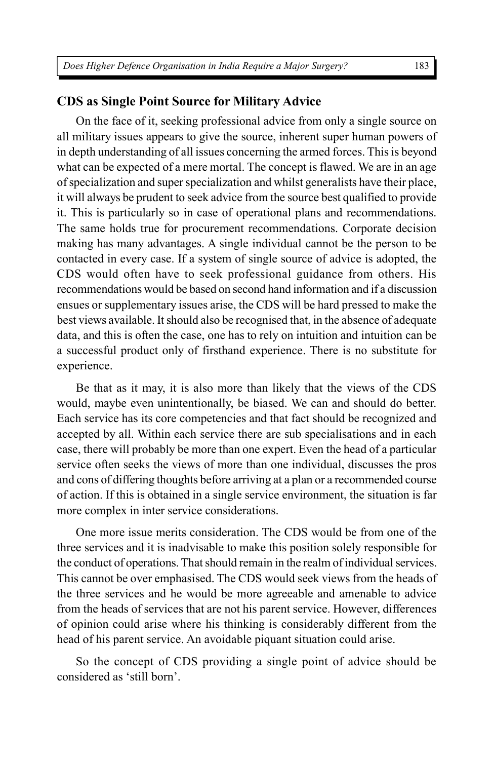## CDS as Single Point Source for Military Advice

On the face of it, seeking professional advice from only a single source on all military issues appears to give the source, inherent super human powers of in depth understanding of all issues concerning the armed forces. This is beyond what can be expected of a mere mortal. The concept is flawed. We are in an age of specialization and super specialization and whilst generalists have their place, it will always be prudent to seek advice from the source best qualified to provide it. This is particularly so in case of operational plans and recommendations. The same holds true for procurement recommendations. Corporate decision making has many advantages. A single individual cannot be the person to be contacted in every case. If a system of single source of advice is adopted, the CDS would often have to seek professional guidance from others. His recommendations would be based on second hand information and if a discussion ensues or supplementary issues arise, the CDS will be hard pressed to make the best views available. It should also be recognised that, in the absence of adequate data, and this is often the case, one has to rely on intuition and intuition can be a successful product only of firsthand experience. There is no substitute for experience.

Be that as it may, it is also more than likely that the views of the CDS would, maybe even unintentionally, be biased. We can and should do better. Each service has its core competencies and that fact should be recognized and accepted by all. Within each service there are sub specialisations and in each case, there will probably be more than one expert. Even the head of a particular service often seeks the views of more than one individual, discusses the pros and cons of differing thoughts before arriving at a plan or a recommended course of action. If this is obtained in a single service environment, the situation is far more complex in inter service considerations.

One more issue merits consideration. The CDS would be from one of the three services and it is inadvisable to make this position solely responsible for the conduct of operations. That should remain in the realm of individual services. This cannot be over emphasised. The CDS would seek views from the heads of the three services and he would be more agreeable and amenable to advice from the heads of services that are not his parent service. However, differences of opinion could arise where his thinking is considerably different from the head of his parent service. An avoidable piquant situation could arise.

So the concept of CDS providing a single point of advice should be considered as 'still born'.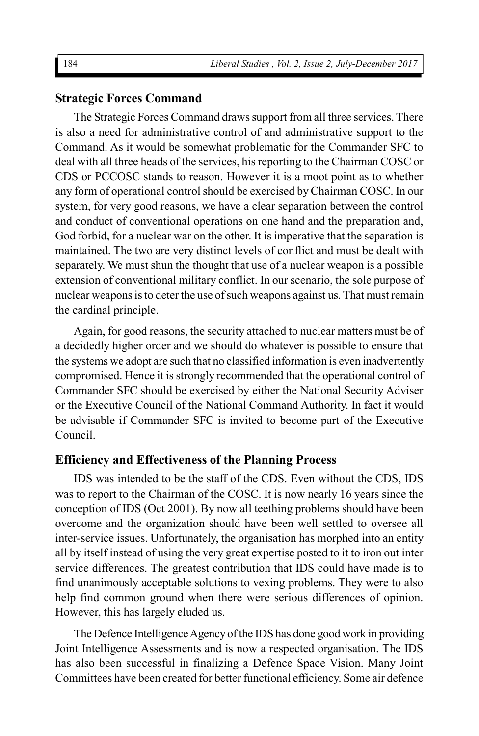## Strategic Forces Command

The Strategic Forces Command draws support from all three services. There is also a need for administrative control of and administrative support to the Command. As it would be somewhat problematic for the Commander SFC to deal with all three heads of the services, his reporting to the Chairman COSC or CDS or PCCOSC stands to reason. However it is a moot point as to whether any form of operational control should be exercised by Chairman COSC. In our system, for very good reasons, we have a clear separation between the control and conduct of conventional operations on one hand and the preparation and, God forbid, for a nuclear war on the other. It is imperative that the separation is maintained. The two are very distinct levels of conflict and must be dealt with separately. We must shun the thought that use of a nuclear weapon is a possible extension of conventional military conflict. In our scenario, the sole purpose of nuclear weapons is to deter the use of such weapons against us. That must remain the cardinal principle.

Again, for good reasons, the security attached to nuclear matters must be of a decidedly higher order and we should do whatever is possible to ensure that the systems we adopt are such that no classified information is even inadvertently compromised. Hence it is strongly recommended that the operational control of Commander SFC should be exercised by either the National Security Adviser or the Executive Council of the National Command Authority. In fact it would be advisable if Commander SFC is invited to become part of the Executive Council.

## Efficiency and Effectiveness of the Planning Process

IDS was intended to be the staff of the CDS. Even without the CDS, IDS was to report to the Chairman of the COSC. It is now nearly 16 years since the conception of IDS (Oct 2001). By now all teething problems should have been overcome and the organization should have been well settled to oversee all inter-service issues. Unfortunately, the organisation has morphed into an entity all by itself instead of using the very great expertise posted to it to iron out inter service differences. The greatest contribution that IDS could have made is to find unanimously acceptable solutions to vexing problems. They were to also help find common ground when there were serious differences of opinion. However, this has largely eluded us.

The Defence Intelligence Agency of the IDS has done good work in providing Joint Intelligence Assessments and is now a respected organisation. The IDS has also been successful in finalizing a Defence Space Vision. Many Joint Committees have been created for better functional efficiency. Some air defence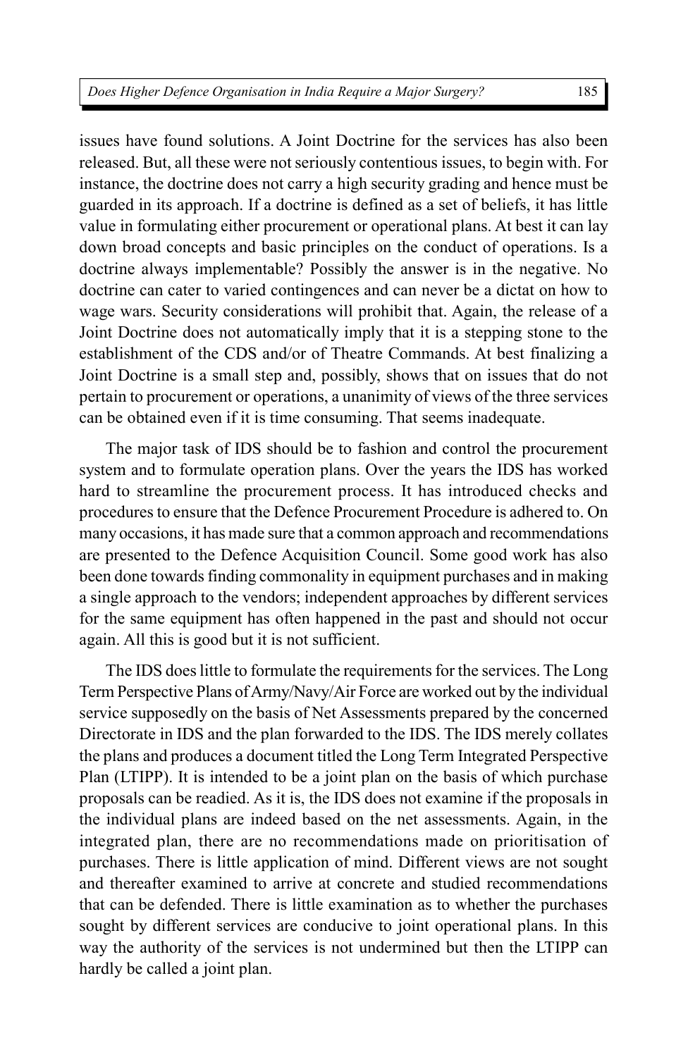issues have found solutions. A Joint Doctrine for the services has also been released. But, all these were not seriously contentious issues, to begin with. For instance, the doctrine does not carry a high security grading and hence must be guarded in its approach. If a doctrine is defined as a set of beliefs, it has little value in formulating either procurement or operational plans. At best it can lay down broad concepts and basic principles on the conduct of operations. Is a doctrine always implementable? Possibly the answer is in the negative. No doctrine can cater to varied contingences and can never be a dictat on how to wage wars. Security considerations will prohibit that. Again, the release of a Joint Doctrine does not automatically imply that it is a stepping stone to the establishment of the CDS and/or of Theatre Commands. At best finalizing a Joint Doctrine is a small step and, possibly, shows that on issues that do not pertain to procurement or operations, a unanimity of views of the three services can be obtained even if it is time consuming. That seems inadequate.

The major task of IDS should be to fashion and control the procurement system and to formulate operation plans. Over the years the IDS has worked hard to streamline the procurement process. It has introduced checks and procedures to ensure that the Defence Procurement Procedure is adhered to. On many occasions, it has made sure that a common approach and recommendations are presented to the Defence Acquisition Council. Some good work has also been done towards finding commonality in equipment purchases and in making a single approach to the vendors; independent approaches by different services for the same equipment has often happened in the past and should not occur again. All this is good but it is not sufficient.

The IDS does little to formulate the requirements for the services. The Long Term Perspective Plans of Army/Navy/Air Force are worked out by the individual service supposedly on the basis of Net Assessments prepared by the concerned Directorate in IDS and the plan forwarded to the IDS. The IDS merely collates the plans and produces a document titled the Long Term Integrated Perspective Plan (LTIPP). It is intended to be a joint plan on the basis of which purchase proposals can be readied. As it is, the IDS does not examine if the proposals in the individual plans are indeed based on the net assessments. Again, in the integrated plan, there are no recommendations made on prioritisation of purchases. There is little application of mind. Different views are not sought and thereafter examined to arrive at concrete and studied recommendations that can be defended. There is little examination as to whether the purchases sought by different services are conducive to joint operational plans. In this way the authority of the services is not undermined but then the LTIPP can hardly be called a joint plan.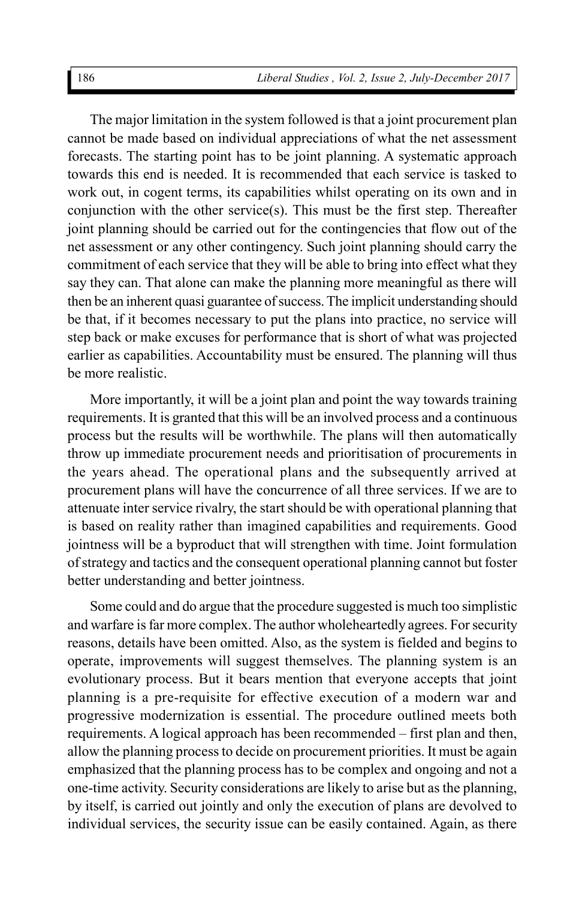The major limitation in the system followed is that a joint procurement plan cannot be made based on individual appreciations of what the net assessment forecasts. The starting point has to be joint planning. A systematic approach towards this end is needed. It is recommended that each service is tasked to work out, in cogent terms, its capabilities whilst operating on its own and in conjunction with the other service(s). This must be the first step. Thereafter joint planning should be carried out for the contingencies that flow out of the net assessment or any other contingency. Such joint planning should carry the commitment of each service that they will be able to bring into effect what they say they can. That alone can make the planning more meaningful as there will then be an inherent quasi guarantee of success. The implicit understanding should be that, if it becomes necessary to put the plans into practice, no service will step back or make excuses for performance that is short of what was projected earlier as capabilities. Accountability must be ensured. The planning will thus be more realistic.

More importantly, it will be a joint plan and point the way towards training requirements. It is granted that this will be an involved process and a continuous process but the results will be worthwhile. The plans will then automatically throw up immediate procurement needs and prioritisation of procurements in the years ahead. The operational plans and the subsequently arrived at procurement plans will have the concurrence of all three services. If we are to attenuate inter service rivalry, the start should be with operational planning that is based on reality rather than imagined capabilities and requirements. Good jointness will be a byproduct that will strengthen with time. Joint formulation of strategy and tactics and the consequent operational planning cannot but foster better understanding and better jointness.

Some could and do argue that the procedure suggested is much too simplistic and warfare is far more complex. The author wholeheartedly agrees. For security reasons, details have been omitted. Also, as the system is fielded and begins to operate, improvements will suggest themselves. The planning system is an evolutionary process. But it bears mention that everyone accepts that joint planning is a pre-requisite for effective execution of a modern war and progressive modernization is essential. The procedure outlined meets both requirements. A logical approach has been recommended – first plan and then, allow the planning process to decide on procurement priorities. It must be again emphasized that the planning process has to be complex and ongoing and not a one-time activity. Security considerations are likely to arise but as the planning, by itself, is carried out jointly and only the execution of plans are devolved to individual services, the security issue can be easily contained. Again, as there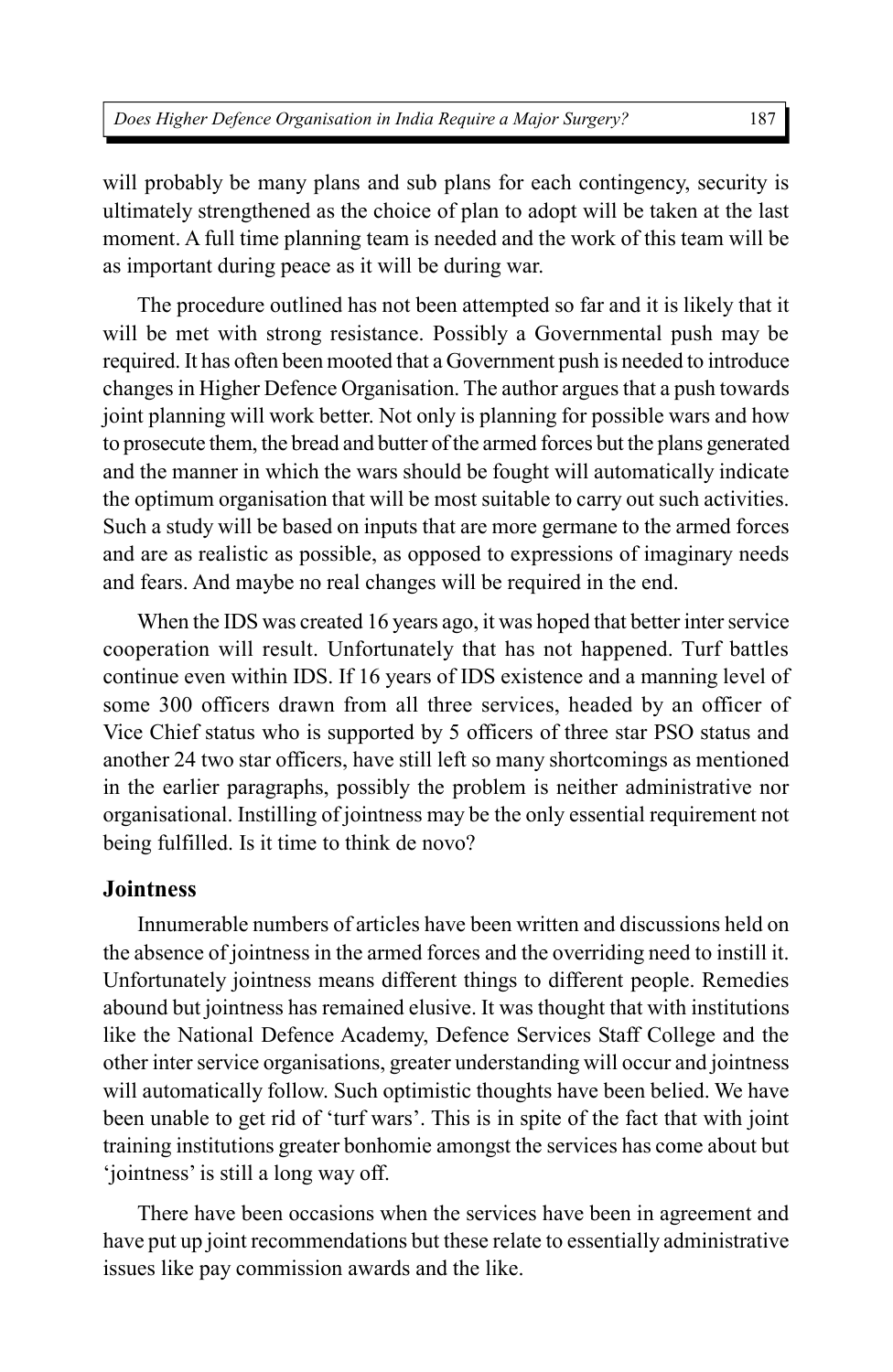will probably be many plans and sub plans for each contingency, security is ultimately strengthened as the choice of plan to adopt will be taken at the last moment. A full time planning team is needed and the work of this team will be as important during peace as it will be during war.

The procedure outlined has not been attempted so far and it is likely that it will be met with strong resistance. Possibly a Governmental push may be required. It has often been mooted that a Government push is needed to introduce changes in Higher Defence Organisation. The author argues that a push towards joint planning will work better. Not only is planning for possible wars and how to prosecute them, the bread and butter of the armed forces but the plans generated and the manner in which the wars should be fought will automatically indicate the optimum organisation that will be most suitable to carry out such activities. Such a study will be based on inputs that are more germane to the armed forces and are as realistic as possible, as opposed to expressions of imaginary needs and fears. And maybe no real changes will be required in the end.

When the IDS was created 16 years ago, it was hoped that better inter service cooperation will result. Unfortunately that has not happened. Turf battles continue even within IDS. If 16 years of IDS existence and a manning level of some 300 officers drawn from all three services, headed by an officer of Vice Chief status who is supported by 5 officers of three star PSO status and another 24 two star officers, have still left so many shortcomings as mentioned in the earlier paragraphs, possibly the problem is neither administrative nor organisational. Instilling of jointness may be the only essential requirement not being fulfilled. Is it time to think de novo?

## Jointness

Innumerable numbers of articles have been written and discussions held on the absence of jointness in the armed forces and the overriding need to instill it. Unfortunately jointness means different things to different people. Remedies abound but jointness has remained elusive. It was thought that with institutions like the National Defence Academy, Defence Services Staff College and the other inter service organisations, greater understanding will occur and jointness will automatically follow. Such optimistic thoughts have been belied. We have been unable to get rid of 'turf wars'. This is in spite of the fact that with joint training institutions greater bonhomie amongst the services has come about but 'jointness' is still a long way off.

There have been occasions when the services have been in agreement and have put up joint recommendations but these relate to essentially administrative issues like pay commission awards and the like.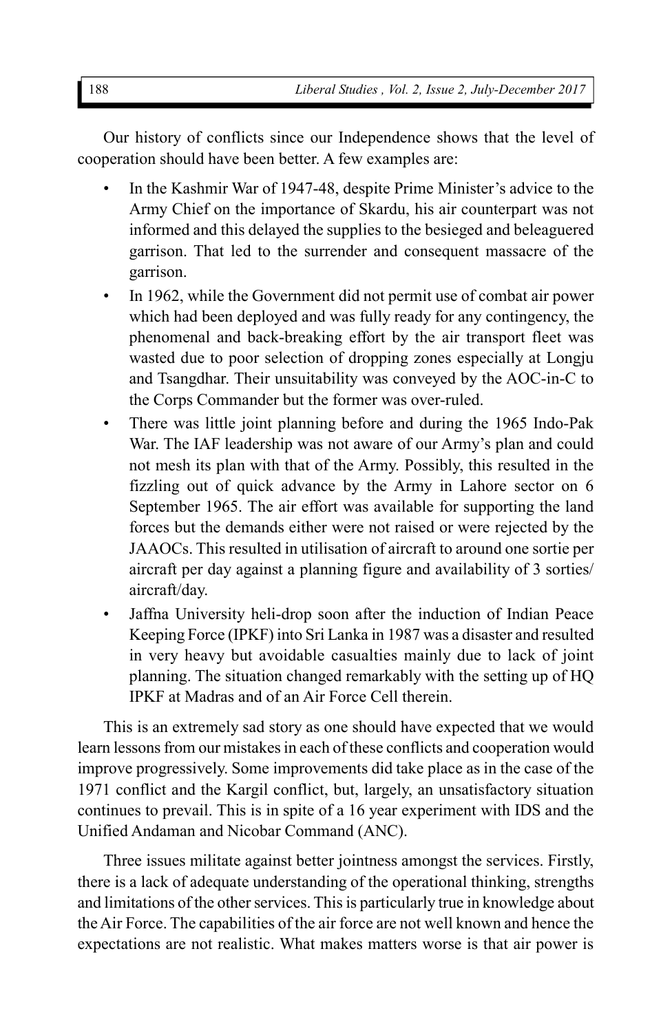Our history of conflicts since our Independence shows that the level of cooperation should have been better. A few examples are:

- In the Kashmir War of 1947-48, despite Prime Minister's advice to the Army Chief on the importance of Skardu, his air counterpart was not informed and this delayed the supplies to the besieged and beleaguered garrison. That led to the surrender and consequent massacre of the garrison.
- In 1962, while the Government did not permit use of combat air power which had been deployed and was fully ready for any contingency, the phenomenal and back-breaking effort by the air transport fleet was wasted due to poor selection of dropping zones especially at Longju and Tsangdhar. Their unsuitability was conveyed by the AOC-in-C to the Corps Commander but the former was over-ruled.
- There was little joint planning before and during the 1965 Indo-Pak War. The IAF leadership was not aware of our Army's plan and could not mesh its plan with that of the Army. Possibly, this resulted in the fizzling out of quick advance by the Army in Lahore sector on 6 September 1965. The air effort was available for supporting the land forces but the demands either were not raised or were rejected by the JAAOCs. This resulted in utilisation of aircraft to around one sortie per aircraft per day against a planning figure and availability of 3 sorties/aircraft/day.
- Jaffna University heli-drop soon after the induction of Indian Peace Keeping Force (IPKF) into Sri Lanka in 1987 was a disaster and resulted in very heavy but avoidable casualties mainly due to lack of joint planning. The situation changed remarkably with the setting up of HQ IPKF at Madras and of an Air Force Cell therein.

This is an extremely sad story as one should have expected that we would learn lessons from our mistakes in each of these conflicts and cooperation would improve progressively. Some improvements did take place as in the case of the 1971 conflict and the Kargil conflict, but, largely, an unsatisfactory situation continues to prevail. This is in spite of a 16 year experiment with IDS and the Unified Andaman and Nicobar Command (ANC).

Three issues militate against better jointness amongst the services. Firstly, there is a lack of adequate understanding of the operational thinking, strengths and limitations of the other services. This is particularly true in knowledge about the Air Force. The capabilities of the air force are not well known and hence the expectations are not realistic. What makes matters worse is that air power is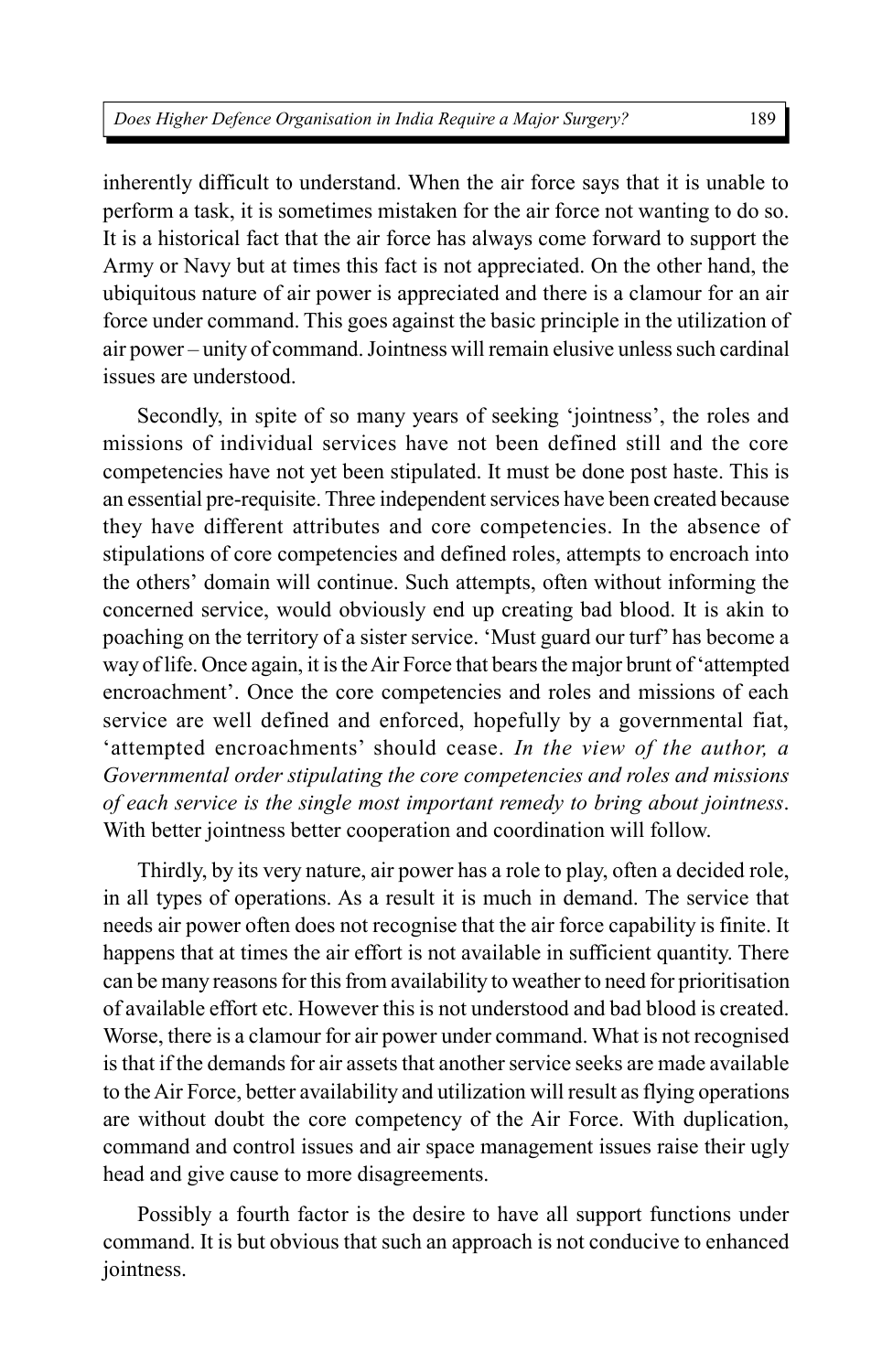inherently difficult to understand. When the air force says that it is unable to perform a task, it is sometimes mistaken for the air force not wanting to do so. It is a historical fact that the air force has always come forward to support the Army or Navy but at times this fact is not appreciated. On the other hand, the ubiquitous nature of air power is appreciated and there is a clamour for an air force under command. This goes against the basic principle in the utilization of air power – unity of command. Jointness will remain elusive unless such cardinal issues are understood.

Secondly, in spite of so many years of seeking 'jointness', the roles and missions of individual services have not been defined still and the core competencies have not yet been stipulated. It must be done post haste. This is an essential pre-requisite. Three independent services have been created because they have different attributes and core competencies. In the absence of stipulations of core competencies and defined roles, attempts to encroach into the others' domain will continue. Such attempts, often without informing the concerned service, would obviously end up creating bad blood. It is akin to poaching on the territory of a sister service. 'Must guard our turf' has become a way of life. Once again, it is the Air Force that bears the major brunt of 'attempted encroachment'. Once the core competencies and roles and missions of each service are well defined and enforced, hopefully by a governmental fiat, 'attempted encroachments' should cease. *In the view of the author, a Governmental order stipulating the core competencies and roles and missions of each service is the single most important remedy to bring about jointness*. With better jointness better cooperation and coordination will follow.

Thirdly, by its very nature, air power has a role to play, often a decided role, in all types of operations. As a result it is much in demand. The service that needs air power often does not recognise that the air force capability is finite. It happens that at times the air effort is not available in sufficient quantity. There can be many reasons for this from availability to weather to need for prioritisation of available effort etc. However this is not understood and bad blood is created. Worse, there is a clamour for air power under command. What is not recognised is that if the demands for air assets that another service seeks are made available to the Air Force, better availability and utilization will result as flying operations are without doubt the core competency of the Air Force. With duplication, command and control issues and air space management issues raise their ugly head and give cause to more disagreements.

Possibly a fourth factor is the desire to have all support functions under command. It is but obvious that such an approach is not conducive to enhanced jointness.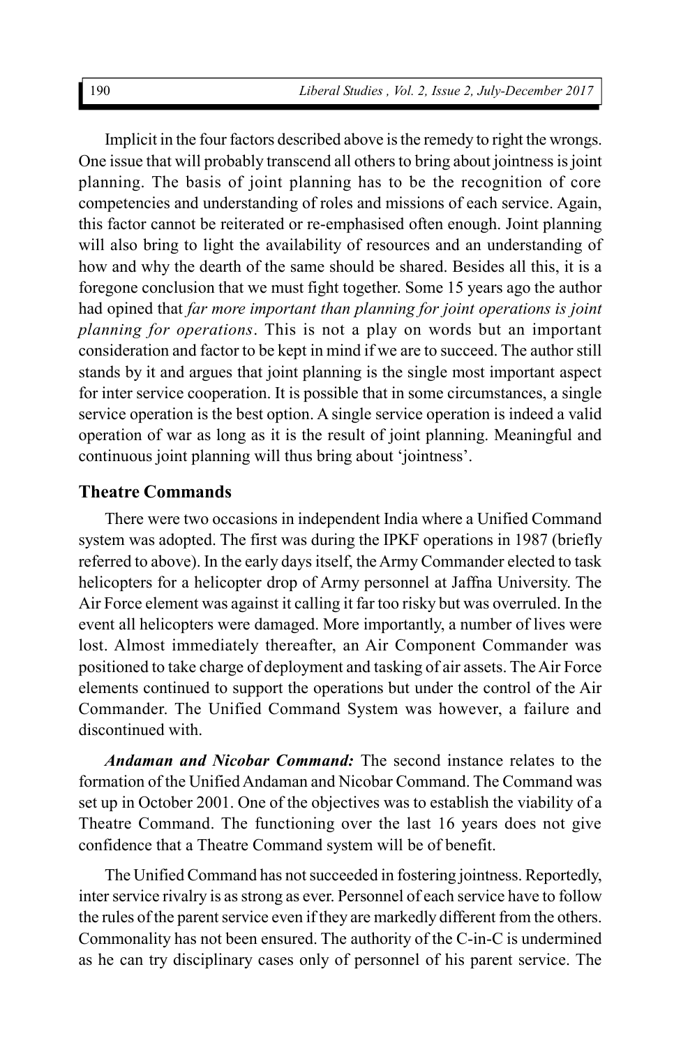Implicit in the four factors described above is the remedy to right the wrongs. One issue that will probably transcend all others to bring about jointness is joint planning. The basis of joint planning has to be the recognition of core competencies and understanding of roles and missions of each service. Again, this factor cannot be reiterated or re-emphasised often enough. Joint planning will also bring to light the availability of resources and an understanding of how and why the dearth of the same should be shared. Besides all this, it is a foregone conclusion that we must fight together. Some 15 years ago the author had opined that *far more important than planning for joint operations is joint planning for operations*. This is not a play on words but an important consideration and factor to be kept in mind if we are to succeed. The author still stands by it and argues that joint planning is the single most important aspect for inter service cooperation. It is possible that in some circumstances, a single service operation is the best option. A single service operation is indeed a valid operation of war as long as it is the result of joint planning. Meaningful and continuous joint planning will thus bring about 'jointness'.

## Theatre Commands

There were two occasions in independent India where a Unified Command system was adopted. The first was during the IPKF operations in 1987 (briefly referred to above). In the early days itself, the Army Commander elected to task helicopters for a helicopter drop of Army personnel at Jaffna University. The Air Force element was against it calling it far too risky but was overruled. In the event all helicopters were damaged. More importantly, a number of lives were lost. Almost immediately thereafter, an Air Component Commander was positioned to take charge of deployment and tasking of air assets. The Air Force elements continued to support the operations but under the control of the Air Commander. The Unified Command System was however, a failure and discontinued with.

***Andaman and Nicobar Command:*** The second instance relates to the formation of the Unified Andaman and Nicobar Command. The Command was set up in October 2001. One of the objectives was to establish the viability of a Theatre Command. The functioning over the last 16 years does not give confidence that a Theatre Command system will be of benefit.

The Unified Command has not succeeded in fostering jointness. Reportedly, inter service rivalry is as strong as ever. Personnel of each service have to follow the rules of the parent service even if they are markedly different from the others. Commonality has not been ensured. The authority of the C-in-C is undermined as he can try disciplinary cases only of personnel of his parent service. The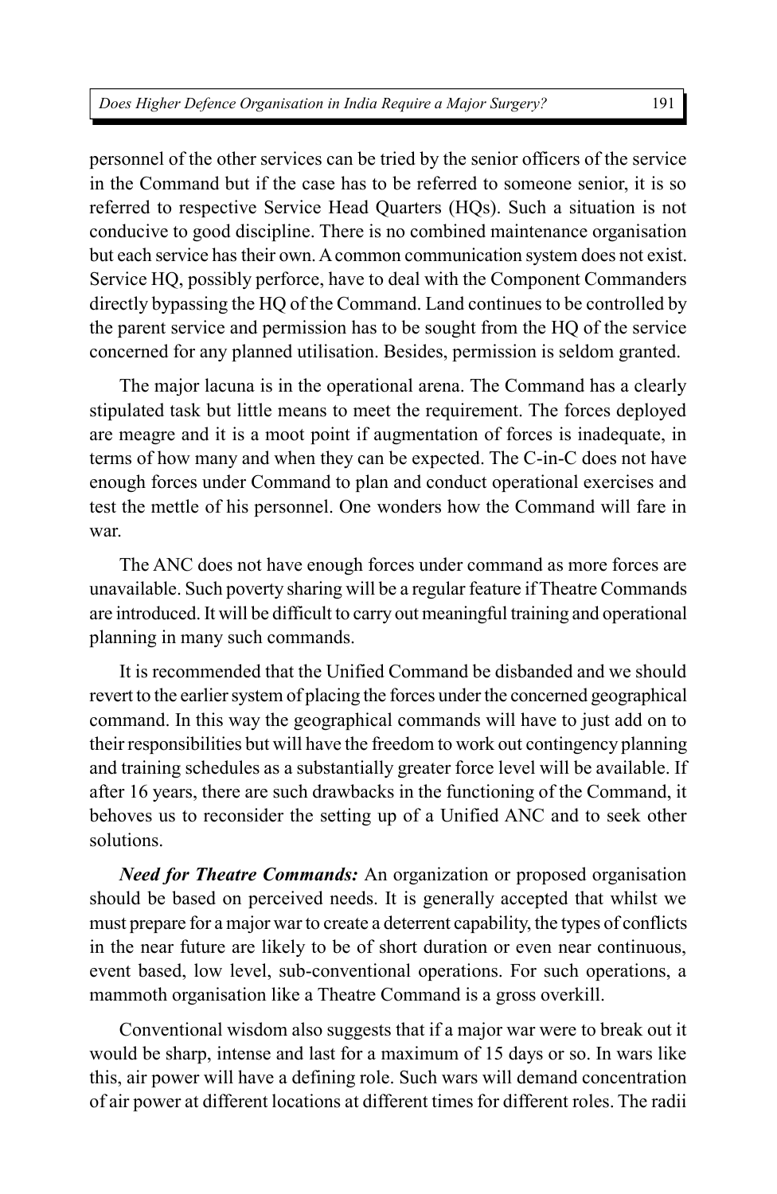personnel of the other services can be tried by the senior officers of the service in the Command but if the case has to be referred to someone senior, it is so referred to respective Service Head Quarters (HQs). Such a situation is not conducive to good discipline. There is no combined maintenance organisation but each service has their own. A common communication system does not exist. Service HQ, possibly perforce, have to deal with the Component Commanders directly bypassing the HQ of the Command. Land continues to be controlled by the parent service and permission has to be sought from the HQ of the service concerned for any planned utilisation. Besides, permission is seldom granted.

The major lacuna is in the operational arena. The Command has a clearly stipulated task but little means to meet the requirement. The forces deployed are meagre and it is a moot point if augmentation of forces is inadequate, in terms of how many and when they can be expected. The C-in-C does not have enough forces under Command to plan and conduct operational exercises and test the mettle of his personnel. One wonders how the Command will fare in war.

The ANC does not have enough forces under command as more forces are unavailable. Such poverty sharing will be a regular feature if Theatre Commands are introduced. It will be difficult to carry out meaningful training and operational planning in many such commands.

It is recommended that the Unified Command be disbanded and we should revert to the earlier system of placing the forces under the concerned geographical command. In this way the geographical commands will have to just add on to their responsibilities but will have the freedom to work out contingency planning and training schedules as a substantially greater force level will be available. If after 16 years, there are such drawbacks in the functioning of the Command, it behoves us to reconsider the setting up of a Unified ANC and to seek other solutions.

***Need for Theatre Commands:*** An organization or proposed organisation should be based on perceived needs. It is generally accepted that whilst we must prepare for a major war to create a deterrent capability, the types of conflicts in the near future are likely to be of short duration or even near continuous, event based, low level, sub-conventional operations. For such operations, a mammoth organisation like a Theatre Command is a gross overkill.

Conventional wisdom also suggests that if a major war were to break out it would be sharp, intense and last for a maximum of 15 days or so. In wars like this, air power will have a defining role. Such wars will demand concentration of air power at different locations at different times for different roles. The radii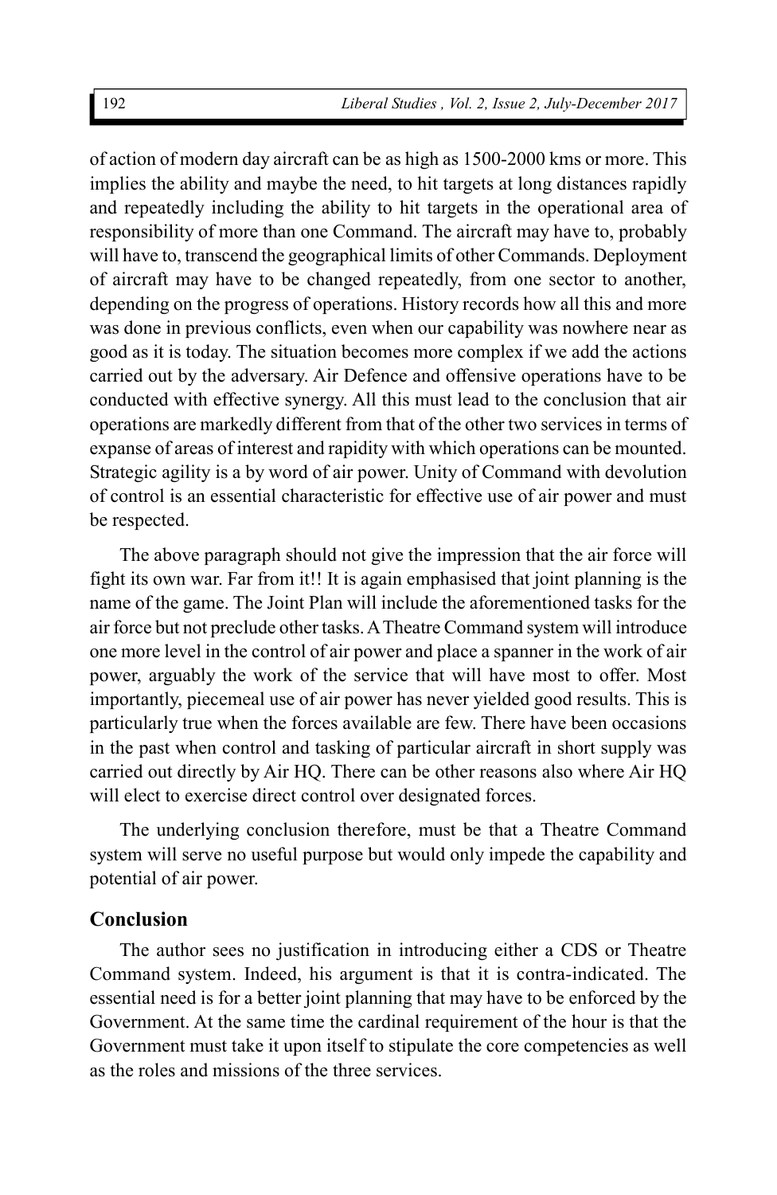of action of modern day aircraft can be as high as 1500-2000 kms or more. This implies the ability and maybe the need, to hit targets at long distances rapidly and repeatedly including the ability to hit targets in the operational area of responsibility of more than one Command. The aircraft may have to, probably will have to, transcend the geographical limits of other Commands. Deployment of aircraft may have to be changed repeatedly, from one sector to another, depending on the progress of operations. History records how all this and more was done in previous conflicts, even when our capability was nowhere near as good as it is today. The situation becomes more complex if we add the actions carried out by the adversary. Air Defence and offensive operations have to be conducted with effective synergy. All this must lead to the conclusion that air operations are markedly different from that of the other two services in terms of expanse of areas of interest and rapidity with which operations can be mounted. Strategic agility is a by word of air power. Unity of Command with devolution of control is an essential characteristic for effective use of air power and must be respected.

The above paragraph should not give the impression that the air force will fight its own war. Far from it!! It is again emphasised that joint planning is the name of the game. The Joint Plan will include the aforementioned tasks for the air force but not preclude other tasks. A Theatre Command system will introduce one more level in the control of air power and place a spanner in the work of air power, arguably the work of the service that will have most to offer. Most importantly, piecemeal use of air power has never yielded good results. This is particularly true when the forces available are few. There have been occasions in the past when control and tasking of particular aircraft in short supply was carried out directly by Air HQ. There can be other reasons also where Air HQ will elect to exercise direct control over designated forces.

The underlying conclusion therefore, must be that a Theatre Command system will serve no useful purpose but would only impede the capability and potential of air power.

## Conclusion

The author sees no justification in introducing either a CDS or Theatre Command system. Indeed, his argument is that it is contra-indicated. The essential need is for a better joint planning that may have to be enforced by the Government. At the same time the cardinal requirement of the hour is that the Government must take it upon itself to stipulate the core competencies as well as the roles and missions of the three services.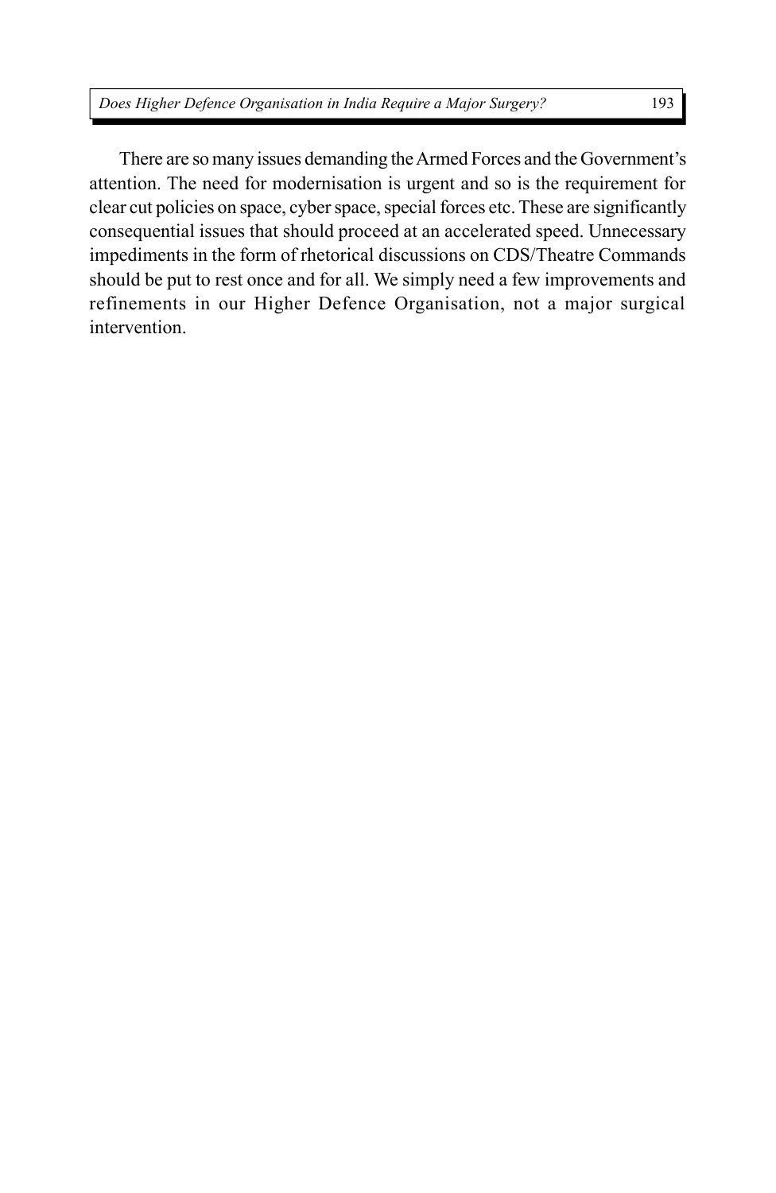There are so many issues demanding the Armed Forces and the Government's attention. The need for modernisation is urgent and so is the requirement for clear cut policies on space, cyber space, special forces etc. These are significantly consequential issues that should proceed at an accelerated speed. Unnecessary impediments in the form of rhetorical discussions on CDS/Theatre Commands should be put to rest once and for all. We simply need a few improvements and refinements in our Higher Defence Organisation, not a major surgical intervention.